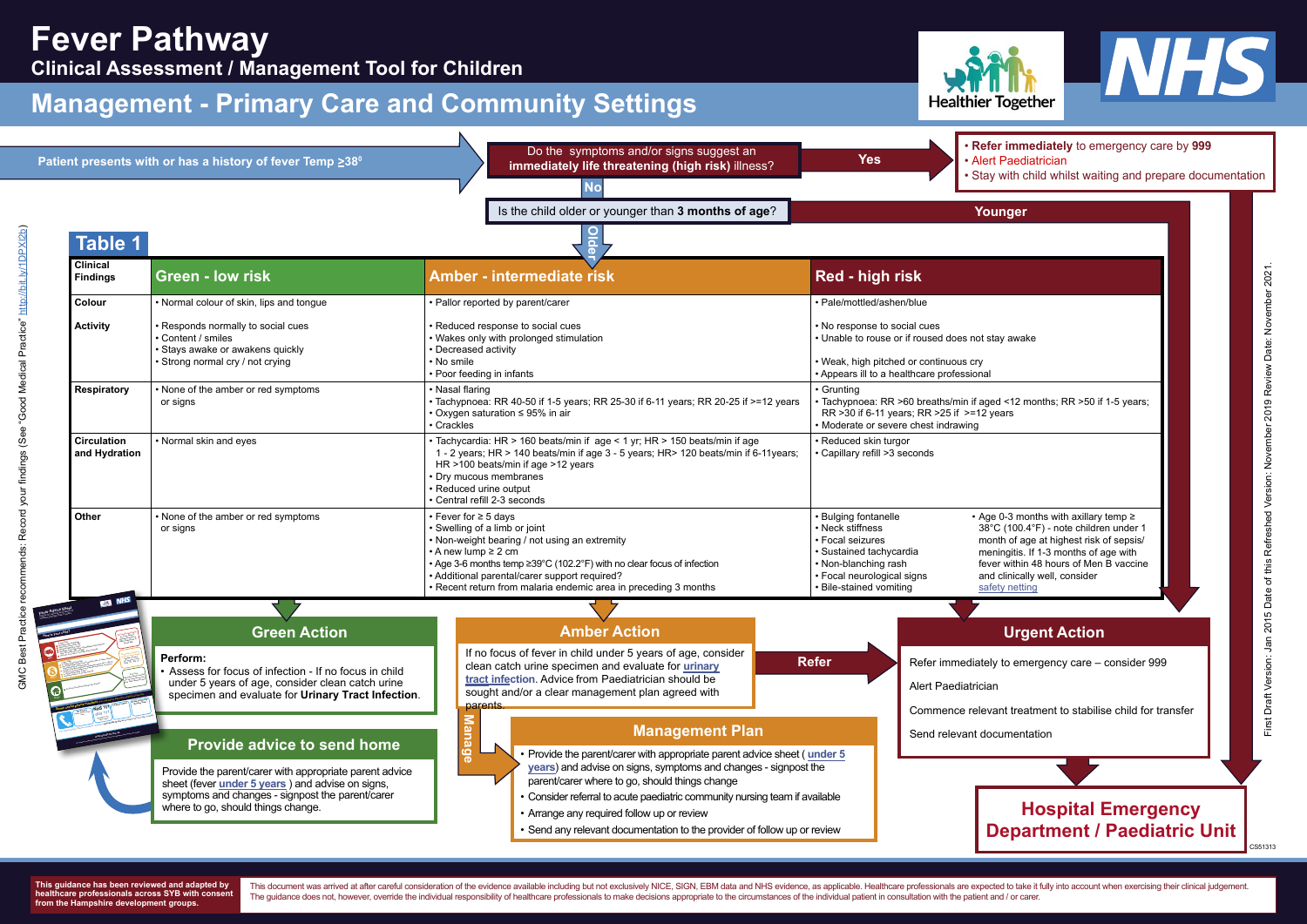# Fever Pathway

## Clinical Assessment / Management Tool for Children

## Management - Primary Care and Community Settings

Patient presents with or has a history of fever Temp ≥38°

Do the symptoms and/or signs suggest an **immediately life threatening (high risk)** illness?

**Yes** →
- **Refer immediately** to emergency care by **999**
- Alert Paediatrician
- Stay with child whilst waiting and prepare documentation

**No** → Is the child older or younger than **3 months of age**?

**Younger** → Hospital Emergency Department / Paediatric Unit

**Older** → Table 1

### Table 1

| Clinical Findings | Green - low risk | Amber - intermediate risk | Red - high risk |
|---|---|---|---|
| **Colour** | • Normal colour of skin, lips and tongue | • Pallor reported by parent/carer | • Pale/mottled/ashen/blue |
| **Activity** | • Responds normally to social cues<br>• Content / smiles<br>• Stays awake or awakens quickly<br>• Strong normal cry / not crying | • Reduced response to social cues<br>• Wakes only with prolonged stimulation<br>• Decreased activity<br>• No smile<br>• Poor feeding in infants | • No response to social cues<br>• Unable to rouse or if roused does not stay awake<br>• Weak, high pitched or continuous cry<br>• Appears ill to a healthcare professional |
| **Respiratory** | • None of the amber or red symptoms or signs | • Nasal flaring<br>• Tachypnoea: RR 40-50 if 1-5 years; RR 25-30 if 6-11 years; RR 20-25 if >=12 years<br>• Oxygen saturation ≤ 95% in air<br>• Crackles | • Grunting<br>• Tachypnoea: RR >60 breaths/min if aged <12 months; RR >50 if 1-5 years; RR >30 if 6-11 years; RR >25 if >=12 years<br>• Moderate or severe chest indrawing |
| **Circulation and Hydration** | • Normal skin and eyes | • Tachycardia: HR > 160 beats/min if age < 1 yr; HR > 150 beats/min if age 1 - 2 years; HR > 140 beats/min if age 3 - 5 years; HR> 120 beats/min if 6-11years; HR >100 beats/min if age >12 years<br>• Dry mucous membranes<br>• Reduced urine output<br>• Central refill 2-3 seconds | • Reduced skin turgor<br>• Capillary refill >3 seconds |
| **Other** | • None of the amber or red symptoms or signs | • Fever for ≥ 5 days<br>• Swelling of a limb or joint<br>• Non-weight bearing / not using an extremity<br>• A new lump ≥ 2 cm<br>• Age 3-6 months temp ≥39°C (102.2°F) with no clear focus of infection<br>• Additional parental/carer support required?<br>• Recent return from malaria endemic area in preceding 3 months | • Bulging fontanelle<br>• Neck stiffness<br>• Focal seizures<br>• Sustained tachycardia<br>• Non-blanching rash<br>• Focal neurological signs<br>• Bile-stained vomiting<br>• Age 0-3 months with axillary temp ≥ 38°C (100.4°F) - note children under 1 month of age at highest risk of sepsis/ meningitis. If 1-3 months of age with fever within 48 hours of Men B vaccine and clinically well, consider safety netting |

### Green Action

**Perform:**
- Assess for focus of infection - If no focus in child under 5 years of age, consider clean catch urine specimen and evaluate for **Urinary Tract Infection**.

### Provide advice to send home

Provide the parent/carer with appropriate parent advice sheet (fever under 5 years ) and advise on signs, symptoms and changes - signpost the parent/carer where to go, should things change.

### Amber Action

If no focus of fever in child under 5 years of age, consider clean catch urine specimen and evaluate for urinary tract infection. Advice from Paediatrician should be sought and/or a clear management plan agreed with parents.

**Refer** → Urgent Action

**Manage** → Management Plan

### Management Plan

- Provide the parent/carer with appropriate parent advice sheet ( under 5 years) and advise on signs, symptoms and changes - signpost the parent/carer where to go, should things change
- Consider referral to acute paediatric community nursing team if available
- Arrange any required follow up or review
- Send any relevant documentation to the provider of follow up or review

### Urgent Action

Refer immediately to emergency care – consider 999

Alert Paediatrician

Commence relevant treatment to stabilise child for transfer

Send relevant documentation

↓

## Hospital Emergency Department / Paediatric Unit

CS51313

GMC Best Practice recommends: Record your findings (See "Good Medical Practice" http://bit.ly/1DPX12b)

First Draft Version: Jan 2015 Date of this Refreshed Version: November 2019 Review Date: November 2021.

**This guidance has been reviewed and adapted by healthcare professionals across SYB with consent from the Hampshire development groups.**

This document was arrived at after careful consideration of the evidence available including but not exclusively NICE, SIGN, EBM data and NHS evidence, as applicable. Healthcare professionals are expected to take it fully into account when exercising their clinical judgement. The guidance does not, however, override the individual responsibility of healthcare professionals to make decisions appropriate to the circumstances of the individual patient in consultation with the patient and / or carer.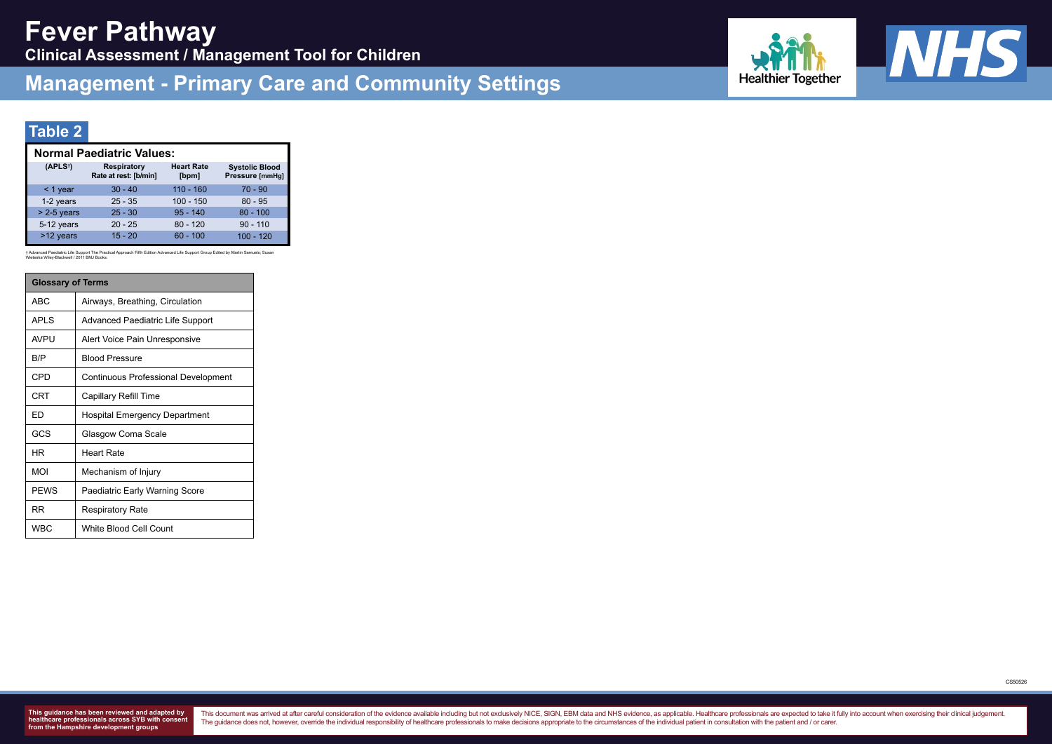# Fever Pathway

## Clinical Assessment / Management Tool for Children

## Management - Primary Care and Community Settings

### Table 2

**Normal Paediatric Values:**

| (APLS[†]) | Respiratory Rate at rest: [b/min] | Heart Rate [bpm] | Systolic Blood Pressure [mmHg] |
|---|---|---|---|
| < 1 year | 30 - 40 | 110 - 160 | 70 - 90 |
| 1-2 years | 25 - 35 | 100 - 150 | 80 - 95 |
| > 2-5 years | 25 - 30 | 95 - 140 | 80 - 100 |
| 5-12 years | 20 - 25 | 80 - 120 | 90 - 110 |
| >12 years | 15 - 20 | 60 - 100 | 100 - 120 |

† Advanced Paediatric Life Support The Practical Approach Fifth Edition Advanced Life Support Group Edited by Martin Samuels; Susan Wieteska Wiley-Blackwell / 2011 BMJ Books.

| Glossary of Terms | |
|---|---|
| ABC | Airways, Breathing, Circulation |
| APLS | Advanced Paediatric Life Support |
| AVPU | Alert Voice Pain Unresponsive |
| B/P | Blood Pressure |
| CPD | Continuous Professional Development |
| CRT | Capillary Refill Time |
| ED | Hospital Emergency Department |
| GCS | Glasgow Coma Scale |
| HR | Heart Rate |
| MOI | Mechanism of Injury |
| PEWS | Paediatric Early Warning Score |
| RR | Respiratory Rate |
| WBC | White Blood Cell Count |

CS50526

**This guidance has been reviewed and adapted by healthcare professionals across SYB with consent from the Hampshire development groups**

This document was arrived at after careful consideration of the evidence available including but not exclusively NICE, SIGN, EBM data and NHS evidence, as applicable. Healthcare professionals are expected to take it fully into account when exercising their clinical judgement. The guidance does not, however, override the individual responsibility of healthcare professionals to make decisions appropriate to the circumstances of the individual patient in consultation with the patient and / or carer.